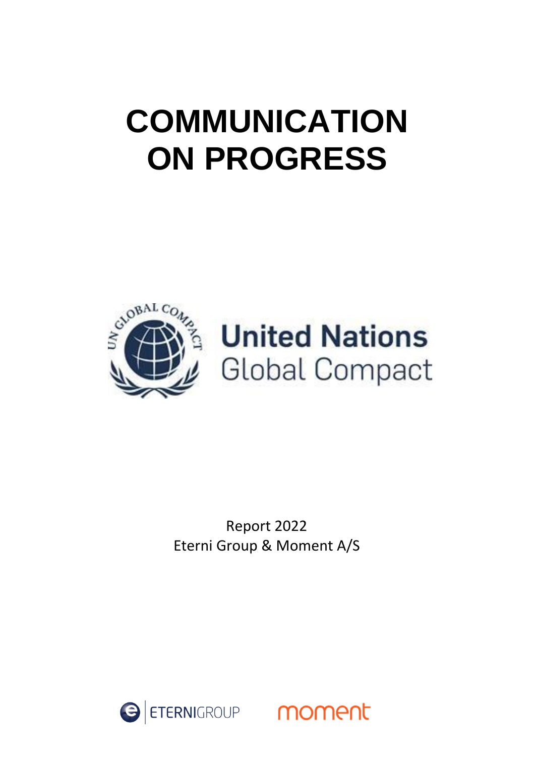# COMMUNICATION ON PROGRESS

United Nations
Global Compact

Report 2022
Eterni Group & Moment A/S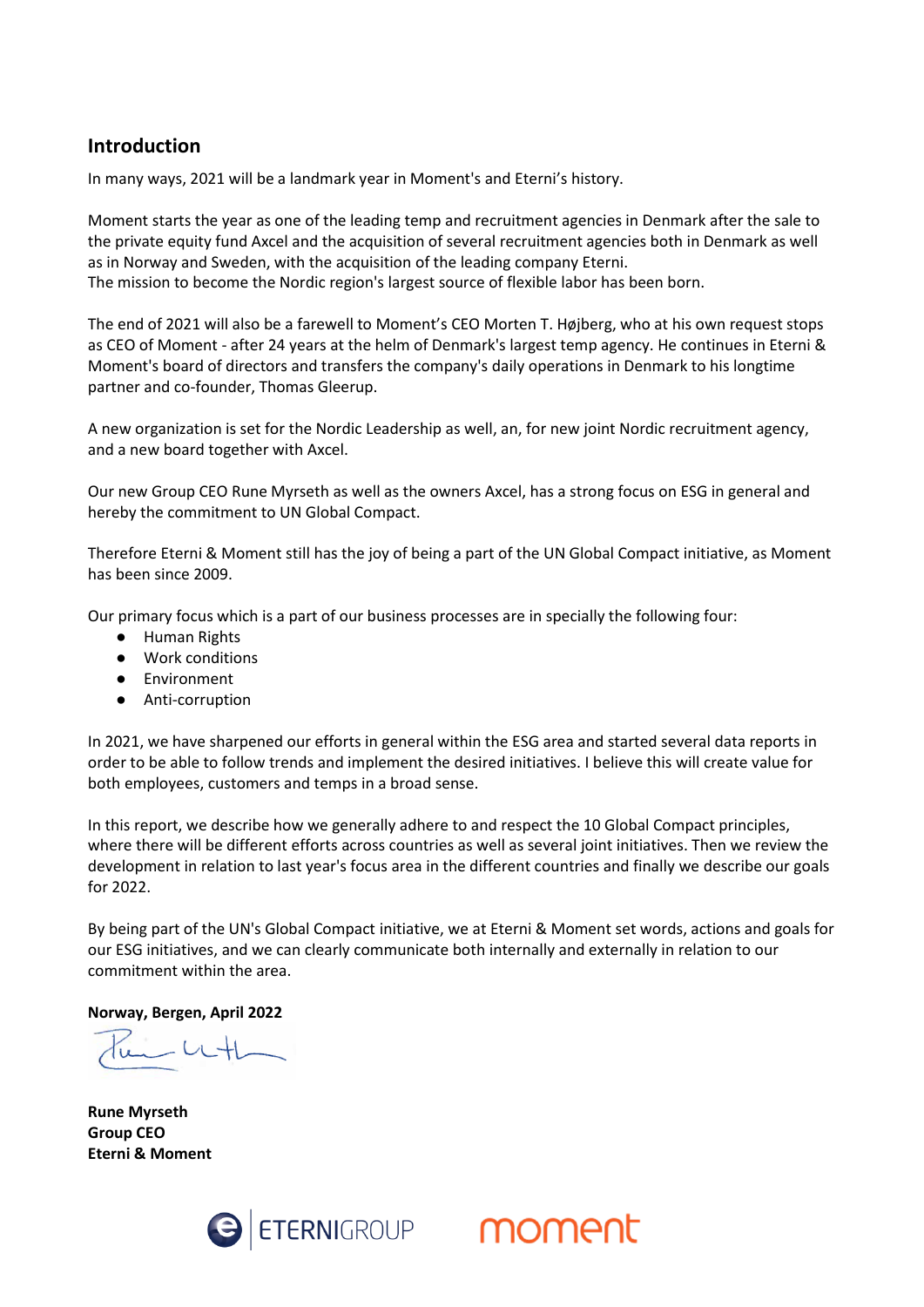## Introduction

In many ways, 2021 will be a landmark year in Moment's and Eterni's history.

Moment starts the year as one of the leading temp and recruitment agencies in Denmark after the sale to the private equity fund Axcel and the acquisition of several recruitment agencies both in Denmark as well as in Norway and Sweden, with the acquisition of the leading company Eterni.
The mission to become the Nordic region's largest source of flexible labor has been born.

The end of 2021 will also be a farewell to Moment's CEO Morten T. Højberg, who at his own request stops as CEO of Moment - after 24 years at the helm of Denmark's largest temp agency. He continues in Eterni & Moment's board of directors and transfers the company's daily operations in Denmark to his longtime partner and co-founder, Thomas Gleerup.

A new organization is set for the Nordic Leadership as well, an, for new joint Nordic recruitment agency, and a new board together with Axcel.

Our new Group CEO Rune Myrseth as well as the owners Axcel, has a strong focus on ESG in general and hereby the commitment to UN Global Compact.

Therefore Eterni & Moment still has the joy of being a part of the UN Global Compact initiative, as Moment has been since 2009.

Our primary focus which is a part of our business processes are in specially the following four:

- Human Rights
- Work conditions
- Environment
- Anti-corruption

In 2021, we have sharpened our efforts in general within the ESG area and started several data reports in order to be able to follow trends and implement the desired initiatives. I believe this will create value for both employees, customers and temps in a broad sense.

In this report, we describe how we generally adhere to and respect the 10 Global Compact principles, where there will be different efforts across countries as well as several joint initiatives. Then we review the development in relation to last year's focus area in the different countries and finally we describe our goals for 2022.

By being part of the UN's Global Compact initiative, we at Eterni & Moment set words, actions and goals for our ESG initiatives, and we can clearly communicate both internally and externally in relation to our commitment within the area.

**Norway, Bergen, April 2022**

**Rune Myrseth**
**Group CEO**
**Eterni & Moment**

ETERNIGROUP moment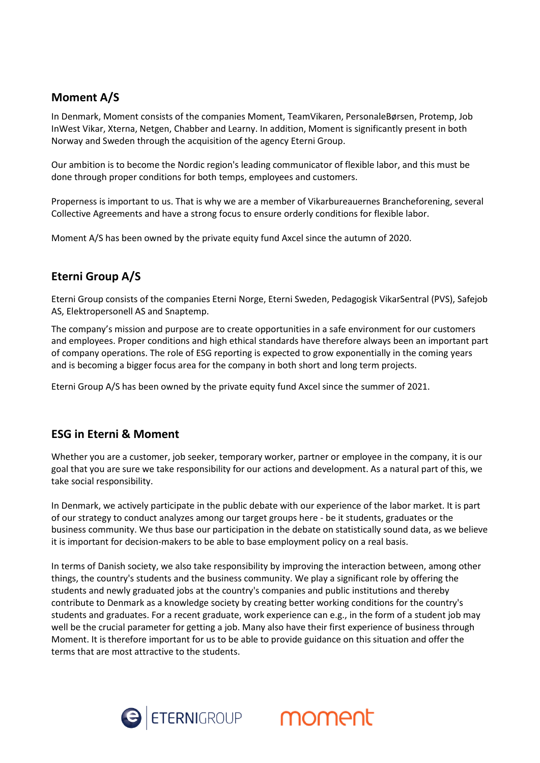## Moment A/S

In Denmark, Moment consists of the companies Moment, TeamVikaren, PersonaleBørsen, Protemp, Job InWest Vikar, Xterna, Netgen, Chabber and Learny. In addition, Moment is significantly present in both Norway and Sweden through the acquisition of the agency Eterni Group.

Our ambition is to become the Nordic region's leading communicator of flexible labor, and this must be done through proper conditions for both temps, employees and customers.

Properness is important to us. That is why we are a member of Vikarbureauernes Brancheforening, several Collective Agreements and have a strong focus to ensure orderly conditions for flexible labor.

Moment A/S has been owned by the private equity fund Axcel since the autumn of 2020.

## Eterni Group A/S

Eterni Group consists of the companies Eterni Norge, Eterni Sweden, Pedagogisk VikarSentral (PVS), Safejob AS, Elektropersonell AS and Snaptemp.

The company's mission and purpose are to create opportunities in a safe environment for our customers and employees. Proper conditions and high ethical standards have therefore always been an important part of company operations. The role of ESG reporting is expected to grow exponentially in the coming years and is becoming a bigger focus area for the company in both short and long term projects.

Eterni Group A/S has been owned by the private equity fund Axcel since the summer of 2021.

## ESG in Eterni & Moment

Whether you are a customer, job seeker, temporary worker, partner or employee in the company, it is our goal that you are sure we take responsibility for our actions and development. As a natural part of this, we take social responsibility.

In Denmark, we actively participate in the public debate with our experience of the labor market. It is part of our strategy to conduct analyzes among our target groups here - be it students, graduates or the business community. We thus base our participation in the debate on statistically sound data, as we believe it is important for decision-makers to be able to base employment policy on a real basis.

In terms of Danish society, we also take responsibility by improving the interaction between, among other things, the country's students and the business community. We play a significant role by offering the students and newly graduated jobs at the country's companies and public institutions and thereby contribute to Denmark as a knowledge society by creating better working conditions for the country's students and graduates. For a recent graduate, work experience can e.g., in the form of a student job may well be the crucial parameter for getting a job. Many also have their first experience of business through Moment. It is therefore important for us to be able to provide guidance on this situation and offer the terms that are most attractive to the students.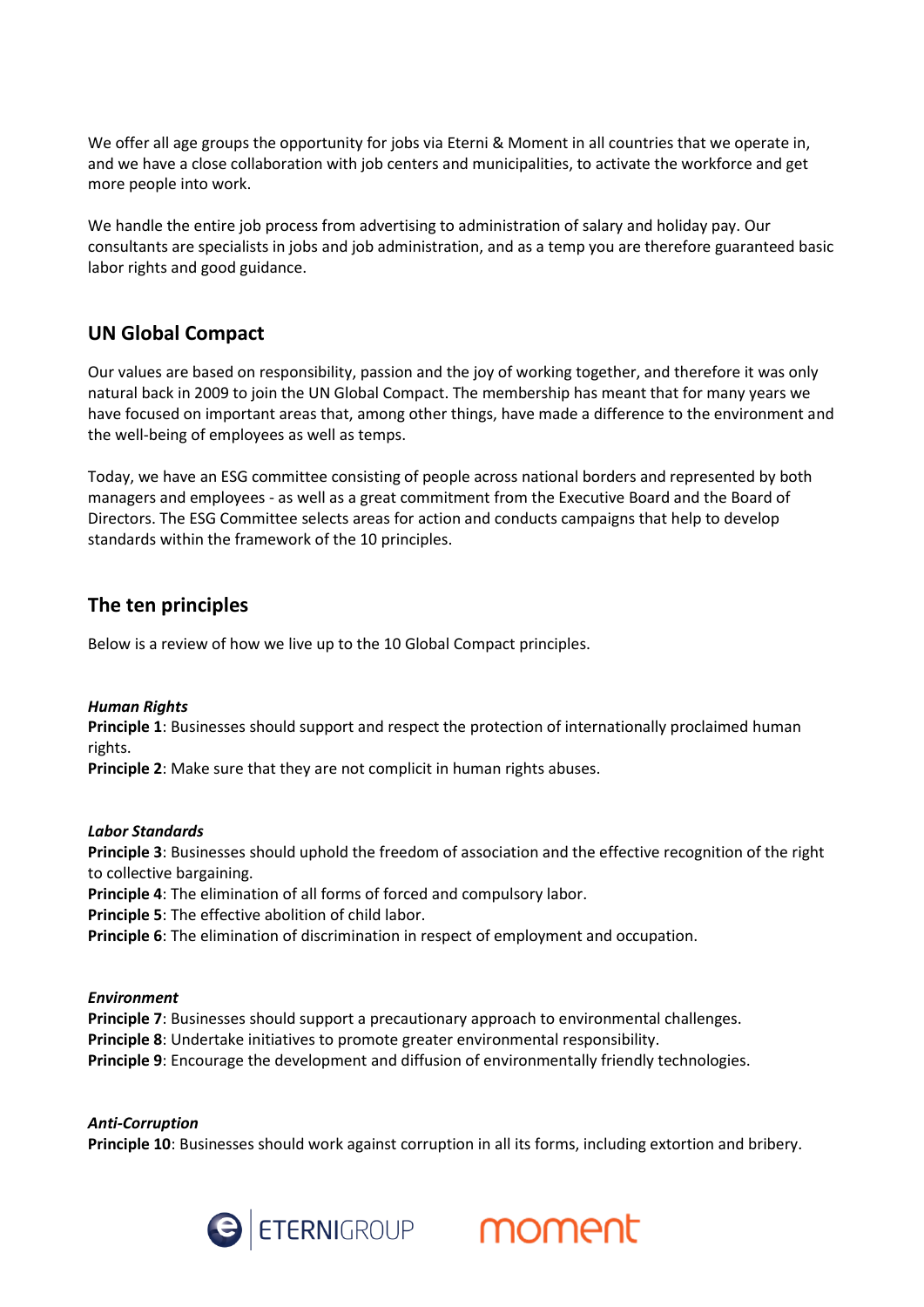We offer all age groups the opportunity for jobs via Eterni & Moment in all countries that we operate in, and we have a close collaboration with job centers and municipalities, to activate the workforce and get more people into work.

We handle the entire job process from advertising to administration of salary and holiday pay. Our consultants are specialists in jobs and job administration, and as a temp you are therefore guaranteed basic labor rights and good guidance.

## UN Global Compact

Our values are based on responsibility, passion and the joy of working together, and therefore it was only natural back in 2009 to join the UN Global Compact. The membership has meant that for many years we have focused on important areas that, among other things, have made a difference to the environment and the well-being of employees as well as temps.

Today, we have an ESG committee consisting of people across national borders and represented by both managers and employees - as well as a great commitment from the Executive Board and the Board of Directors. The ESG Committee selects areas for action and conducts campaigns that help to develop standards within the framework of the 10 principles.

## The ten principles

Below is a review of how we live up to the 10 Global Compact principles.

***Human Rights***
**Principle 1**: Businesses should support and respect the protection of internationally proclaimed human rights.
**Principle 2**: Make sure that they are not complicit in human rights abuses.

***Labor Standards***
**Principle 3**: Businesses should uphold the freedom of association and the effective recognition of the right to collective bargaining.
**Principle 4**: The elimination of all forms of forced and compulsory labor.
**Principle 5**: The effective abolition of child labor.
**Principle 6**: The elimination of discrimination in respect of employment and occupation.

***Environment***
**Principle 7**: Businesses should support a precautionary approach to environmental challenges.
**Principle 8**: Undertake initiatives to promote greater environmental responsibility.
**Principle 9**: Encourage the development and diffusion of environmentally friendly technologies.

***Anti-Corruption***
**Principle 10**: Businesses should work against corruption in all its forms, including extortion and bribery.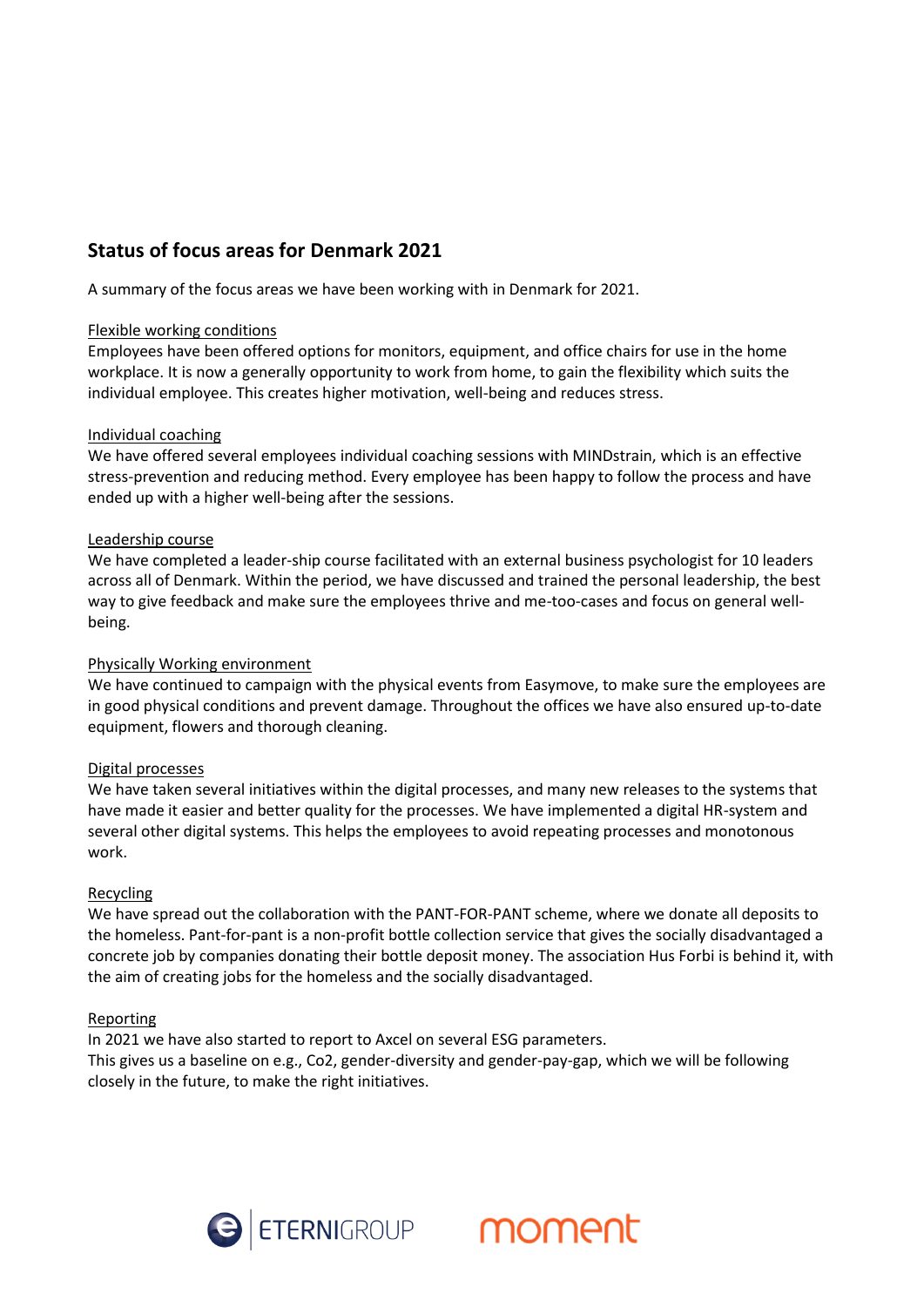## Status of focus areas for Denmark 2021

A summary of the focus areas we have been working with in Denmark for 2021.

Flexible working conditions

Employees have been offered options for monitors, equipment, and office chairs for use in the home workplace. It is now a generally opportunity to work from home, to gain the flexibility which suits the individual employee. This creates higher motivation, well-being and reduces stress.

Individual coaching

We have offered several employees individual coaching sessions with MINDstrain, which is an effective stress-prevention and reducing method. Every employee has been happy to follow the process and have ended up with a higher well-being after the sessions.

Leadership course

We have completed a leader-ship course facilitated with an external business psychologist for 10 leaders across all of Denmark. Within the period, we have discussed and trained the personal leadership, the best way to give feedback and make sure the employees thrive and me-too-cases and focus on general well-being.

Physically Working environment

We have continued to campaign with the physical events from Easymove, to make sure the employees are in good physical conditions and prevent damage. Throughout the offices we have also ensured up-to-date equipment, flowers and thorough cleaning.

Digital processes

We have taken several initiatives within the digital processes, and many new releases to the systems that have made it easier and better quality for the processes. We have implemented a digital HR-system and several other digital systems. This helps the employees to avoid repeating processes and monotonous work.

Recycling

We have spread out the collaboration with the PANT-FOR-PANT scheme, where we donate all deposits to the homeless. Pant-for-pant is a non-profit bottle collection service that gives the socially disadvantaged a concrete job by companies donating their bottle deposit money. The association Hus Forbi is behind it, with the aim of creating jobs for the homeless and the socially disadvantaged.

Reporting

In 2021 we have also started to report to Axcel on several ESG parameters.
This gives us a baseline on e.g., Co2, gender-diversity and gender-pay-gap, which we will be following closely in the future, to make the right initiatives.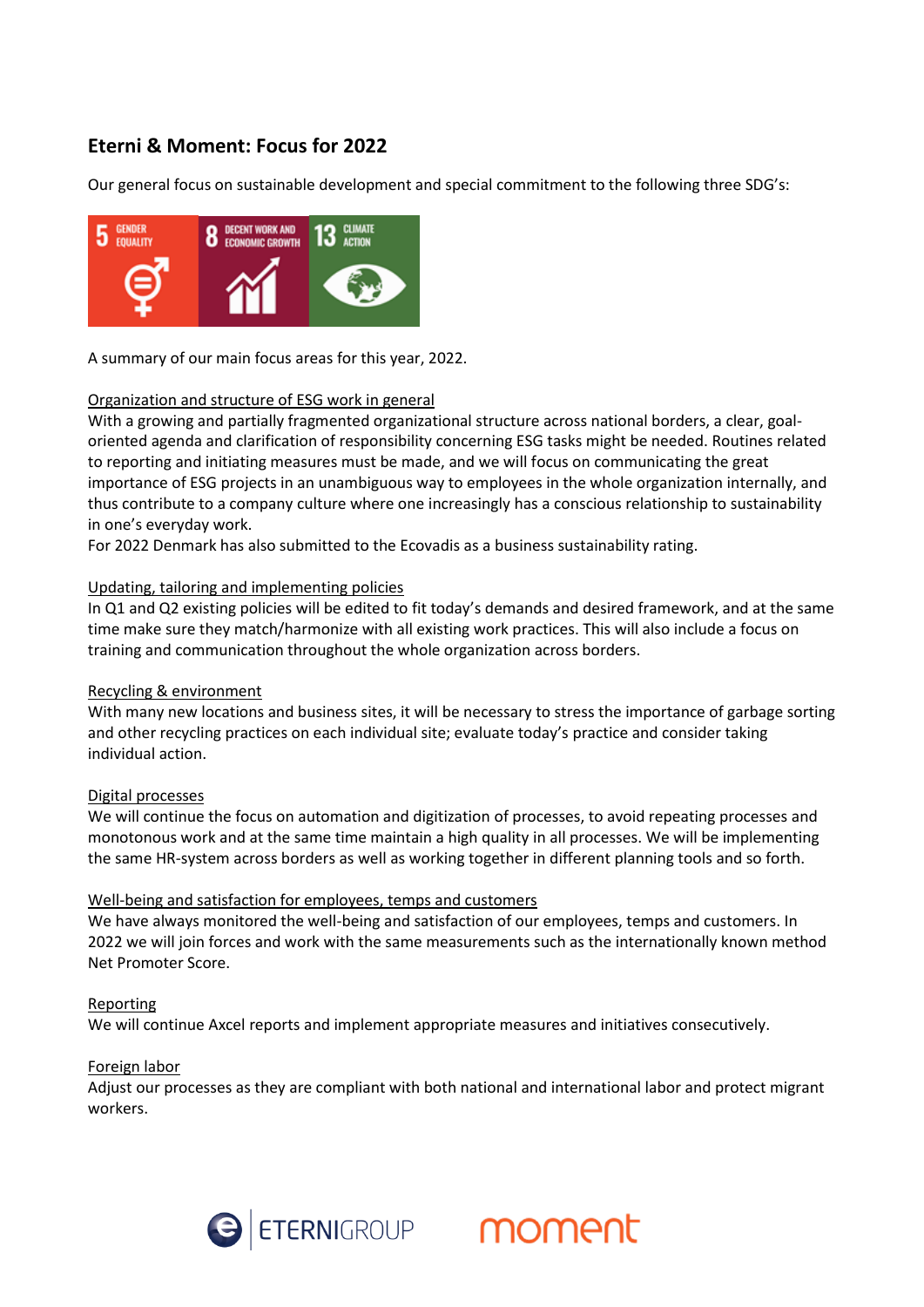## Eterni & Moment: Focus for 2022

Our general focus on sustainable development and special commitment to the following three SDG's:

A summary of our main focus areas for this year, 2022.

Organization and structure of ESG work in general

With a growing and partially fragmented organizational structure across national borders, a clear, goal-oriented agenda and clarification of responsibility concerning ESG tasks might be needed. Routines related to reporting and initiating measures must be made, and we will focus on communicating the great importance of ESG projects in an unambiguous way to employees in the whole organization internally, and thus contribute to a company culture where one increasingly has a conscious relationship to sustainability in one's everyday work.

For 2022 Denmark has also submitted to the Ecovadis as a business sustainability rating.

Updating, tailoring and implementing policies

In Q1 and Q2 existing policies will be edited to fit today's demands and desired framework, and at the same time make sure they match/harmonize with all existing work practices. This will also include a focus on training and communication throughout the whole organization across borders.

Recycling & environment

With many new locations and business sites, it will be necessary to stress the importance of garbage sorting and other recycling practices on each individual site; evaluate today's practice and consider taking individual action.

Digital processes

We will continue the focus on automation and digitization of processes, to avoid repeating processes and monotonous work and at the same time maintain a high quality in all processes. We will be implementing the same HR-system across borders as well as working together in different planning tools and so forth.

Well-being and satisfaction for employees, temps and customers

We have always monitored the well-being and satisfaction of our employees, temps and customers. In 2022 we will join forces and work with the same measurements such as the internationally known method Net Promoter Score.

Reporting

We will continue Axcel reports and implement appropriate measures and initiatives consecutively.

Foreign labor

Adjust our processes as they are compliant with both national and international labor and protect migrant workers.